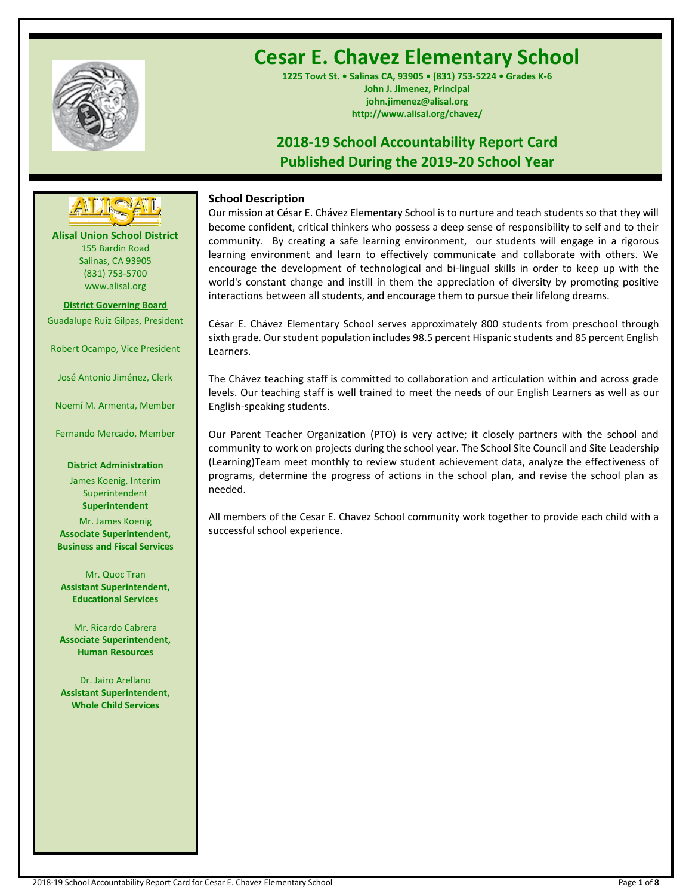# Cesar E. Chavez Elementary School

**1225 Towt St. • Salinas CA, 93905 • (831) 753-5224 • Grades K-6**
**John J. Jimenez, Principal**
**john.jimenez@alisal.org**
**http://www.alisal.org/chavez/**

## 2018-19 School Accountability Report Card
## Published During the 2019-20 School Year

**Alisal Union School District**
155 Bardin Road
Salinas, CA 93905
(831) 753-5700
www.alisal.org

**District Governing Board**

Guadalupe Ruiz Gilpas, President

Robert Ocampo, Vice President

José Antonio Jiménez, Clerk

Noemí M. Armenta, Member

Fernando Mercado, Member

**District Administration**

James Koenig, Interim Superintendent
**Superintendent**

Mr. James Koenig
**Associate Superintendent, Business and Fiscal Services**

Mr. Quoc Tran
**Assistant Superintendent, Educational Services**

Mr. Ricardo Cabrera
**Associate Superintendent, Human Resources**

Dr. Jairo Arellano
**Assistant Superintendent, Whole Child Services**

### School Description

Our mission at César E. Chávez Elementary School is to nurture and teach students so that they will become confident, critical thinkers who possess a deep sense of responsibility to self and to their community. By creating a safe learning environment, our students will engage in a rigorous learning environment and learn to effectively communicate and collaborate with others. We encourage the development of technological and bi-lingual skills in order to keep up with the world's constant change and instill in them the appreciation of diversity by promoting positive interactions between all students, and encourage them to pursue their lifelong dreams.

César E. Chávez Elementary School serves approximately 800 students from preschool through sixth grade. Our student population includes 98.5 percent Hispanic students and 85 percent English Learners.

The Chávez teaching staff is committed to collaboration and articulation within and across grade levels. Our teaching staff is well trained to meet the needs of our English Learners as well as our English-speaking students.

Our Parent Teacher Organization (PTO) is very active; it closely partners with the school and community to work on projects during the school year. The School Site Council and Site Leadership (Learning)Team meet monthly to review student achievement data, analyze the effectiveness of programs, determine the progress of actions in the school plan, and revise the school plan as needed.

All members of the Cesar E. Chavez School community work together to provide each child with a successful school experience.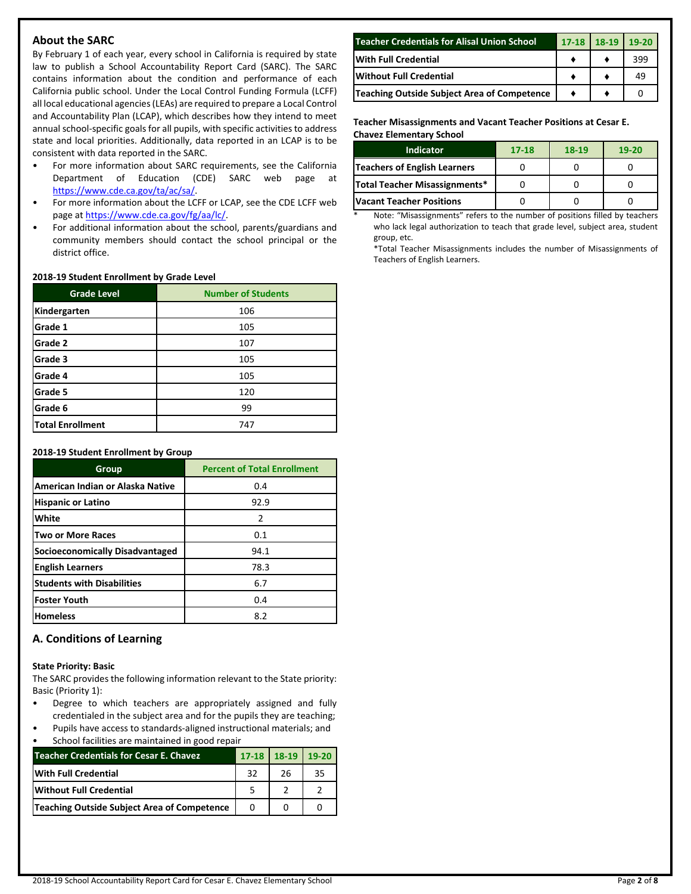## About the SARC

By February 1 of each year, every school in California is required by state law to publish a School Accountability Report Card (SARC). The SARC contains information about the condition and performance of each California public school. Under the Local Control Funding Formula (LCFF) all local educational agencies (LEAs) are required to prepare a Local Control and Accountability Plan (LCAP), which describes how they intend to meet annual school-specific goals for all pupils, with specific activities to address state and local priorities. Additionally, data reported in an LCAP is to be consistent with data reported in the SARC.

- For more information about SARC requirements, see the California Department of Education (CDE) SARC web page at https://www.cde.ca.gov/ta/ac/sa/.
- For more information about the LCFF or LCAP, see the CDE LCFF web page at https://www.cde.ca.gov/fg/aa/lc/.
- For additional information about the school, parents/guardians and community members should contact the school principal or the district office.

**2018-19 Student Enrollment by Grade Level**

| Grade Level | Number of Students |
|---|---|
| Kindergarten | 106 |
| Grade 1 | 105 |
| Grade 2 | 107 |
| Grade 3 | 105 |
| Grade 4 | 105 |
| Grade 5 | 120 |
| Grade 6 | 99 |
| Total Enrollment | 747 |

**2018-19 Student Enrollment by Group**

| Group | Percent of Total Enrollment |
|---|---|
| American Indian or Alaska Native | 0.4 |
| Hispanic or Latino | 92.9 |
| White | 2 |
| Two or More Races | 0.1 |
| Socioeconomically Disadvantaged | 94.1 |
| English Learners | 78.3 |
| Students with Disabilities | 6.7 |
| Foster Youth | 0.4 |
| Homeless | 8.2 |

## A. Conditions of Learning

**State Priority: Basic**

The SARC provides the following information relevant to the State priority: Basic (Priority 1):

- Degree to which teachers are appropriately assigned and fully credentialed in the subject area and for the pupils they are teaching;
- Pupils have access to standards-aligned instructional materials; and
- School facilities are maintained in good repair

| Teacher Credentials for Cesar E. Chavez | 17-18 | 18-19 | 19-20 |
|---|---|---|---|
| With Full Credential | 32 | 26 | 35 |
| Without Full Credential | 5 | 2 | 2 |
| Teaching Outside Subject Area of Competence | 0 | 0 | 0 |

| Teacher Credentials for Alisal Union School | 17-18 | 18-19 | 19-20 |
|---|---|---|---|
| With Full Credential | ♦ | ♦ | 399 |
| Without Full Credential | ♦ | ♦ | 49 |
| Teaching Outside Subject Area of Competence | ♦ | ♦ | 0 |

**Teacher Misassignments and Vacant Teacher Positions at Cesar E. Chavez Elementary School**

| Indicator | 17-18 | 18-19 | 19-20 |
|---|---|---|---|
| Teachers of English Learners | 0 | 0 | 0 |
| Total Teacher Misassignments* | 0 | 0 | 0 |
| Vacant Teacher Positions | 0 | 0 | 0 |

\* Note: "Misassignments" refers to the number of positions filled by teachers who lack legal authorization to teach that grade level, subject area, student group, etc.

*Total Teacher Misassignments includes the number of Misassignments of Teachers of English Learners.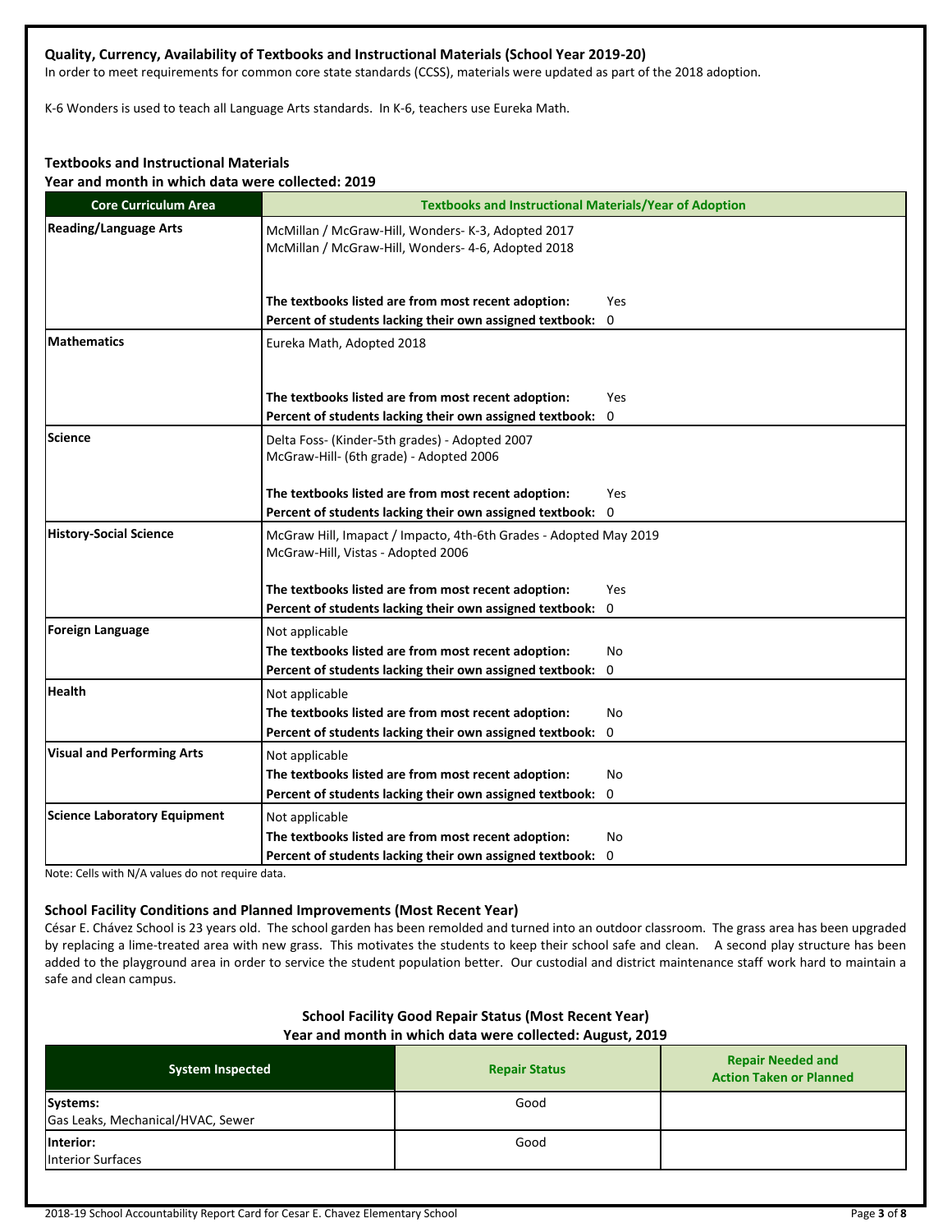### Quality, Currency, Availability of Textbooks and Instructional Materials (School Year 2019-20)

In order to meet requirements for common core state standards (CCSS), materials were updated as part of the 2018 adoption.

K-6 Wonders is used to teach all Language Arts standards. In K-6, teachers use Eureka Math.

### Textbooks and Instructional Materials

**Year and month in which data were collected: 2019**

| Core Curriculum Area | Textbooks and Instructional Materials/Year of Adoption |
|---|---|
| **Reading/Language Arts** | McMillan / McGraw-Hill, Wonders- K-3, Adopted 2017<br>McMillan / McGraw-Hill, Wonders- 4-6, Adopted 2018<br><br>**The textbooks listed are from most recent adoption:** Yes<br>**Percent of students lacking their own assigned textbook:** 0 |
| **Mathematics** | Eureka Math, Adopted 2018<br><br>**The textbooks listed are from most recent adoption:** Yes<br>**Percent of students lacking their own assigned textbook:** 0 |
| **Science** | Delta Foss- (Kinder-5th grades) - Adopted 2007<br>McGraw-Hill- (6th grade) - Adopted 2006<br><br>**The textbooks listed are from most recent adoption:** Yes<br>**Percent of students lacking their own assigned textbook:** 0 |
| **History-Social Science** | McGraw Hill, Imapact / Impacto, 4th-6th Grades - Adopted May 2019<br>McGraw-Hill, Vistas - Adopted 2006<br><br>**The textbooks listed are from most recent adoption:** Yes<br>**Percent of students lacking their own assigned textbook:** 0 |
| **Foreign Language** | Not applicable<br>**The textbooks listed are from most recent adoption:** No<br>**Percent of students lacking their own assigned textbook:** 0 |
| **Health** | Not applicable<br>**The textbooks listed are from most recent adoption:** No<br>**Percent of students lacking their own assigned textbook:** 0 |
| **Visual and Performing Arts** | Not applicable<br>**The textbooks listed are from most recent adoption:** No<br>**Percent of students lacking their own assigned textbook:** 0 |
| **Science Laboratory Equipment** | Not applicable<br>**The textbooks listed are from most recent adoption:** No<br>**Percent of students lacking their own assigned textbook:** 0 |

Note: Cells with N/A values do not require data.

### School Facility Conditions and Planned Improvements (Most Recent Year)

César E. Chávez School is 23 years old. The school garden has been remolded and turned into an outdoor classroom. The grass area has been upgraded by replacing a lime-treated area with new grass. This motivates the students to keep their school safe and clean. A second play structure has been added to the playground area in order to service the student population better. Our custodial and district maintenance staff work hard to maintain a safe and clean campus.

### School Facility Good Repair Status (Most Recent Year)

**Year and month in which data were collected: August, 2019**

| System Inspected | Repair Status | Repair Needed and Action Taken or Planned |
|---|---|---|
| **Systems:**<br>Gas Leaks, Mechanical/HVAC, Sewer | Good | |
| **Interior:**<br>Interior Surfaces | Good | |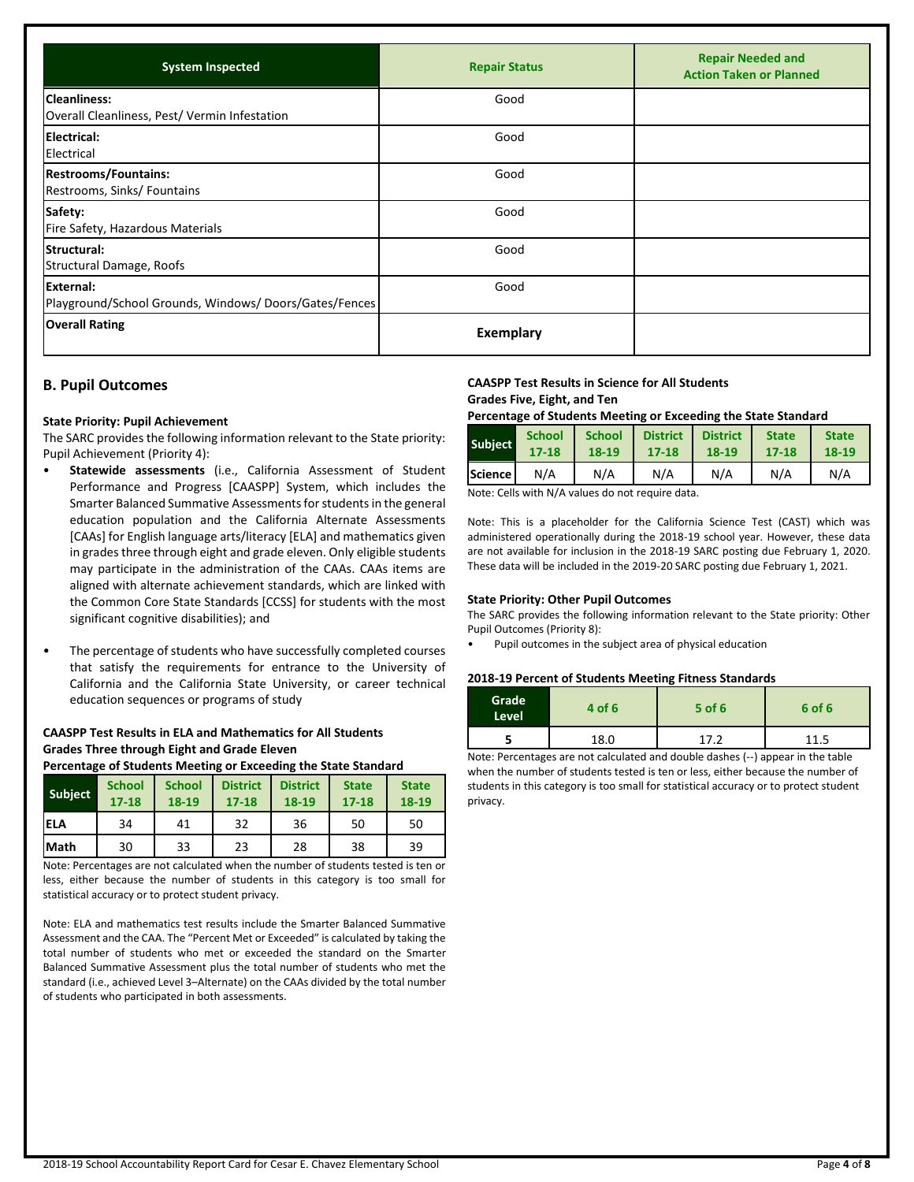| System Inspected | Repair Status | Repair Needed and Action Taken or Planned |
|---|---|---|
| **Cleanliness:** Overall Cleanliness, Pest/ Vermin Infestation | Good | |
| **Electrical:** Electrical | Good | |
| **Restrooms/Fountains:** Restrooms, Sinks/ Fountains | Good | |
| **Safety:** Fire Safety, Hazardous Materials | Good | |
| **Structural:** Structural Damage, Roofs | Good | |
| **External:** Playground/School Grounds, Windows/ Doors/Gates/Fences | Good | |
| **Overall Rating** | **Exemplary** | |

## B. Pupil Outcomes

### State Priority: Pupil Achievement

The SARC provides the following information relevant to the State priority: Pupil Achievement (Priority 4):

- **Statewide assessments** (i.e., California Assessment of Student Performance and Progress [CAASPP] System, which includes the Smarter Balanced Summative Assessments for students in the general education population and the California Alternate Assessments [CAAs] for English language arts/literacy [ELA] and mathematics given in grades three through eight and grade eleven. Only eligible students may participate in the administration of the CAAs. CAAs items are aligned with alternate achievement standards, which are linked with the Common Core State Standards [CCSS] for students with the most significant cognitive disabilities); and
- The percentage of students who have successfully completed courses that satisfy the requirements for entrance to the University of California and the California State University, or career technical education sequences or programs of study

**CAASPP Test Results in ELA and Mathematics for All Students**
**Grades Three through Eight and Grade Eleven**
**Percentage of Students Meeting or Exceeding the State Standard**

| Subject | School 17-18 | School 18-19 | District 17-18 | District 18-19 | State 17-18 | State 18-19 |
|---|---|---|---|---|---|---|
| ELA | 34 | 41 | 32 | 36 | 50 | 50 |
| Math | 30 | 33 | 23 | 28 | 38 | 39 |

Note: Percentages are not calculated when the number of students tested is ten or less, either because the number of students in this category is too small for statistical accuracy or to protect student privacy.

Note: ELA and mathematics test results include the Smarter Balanced Summative Assessment and the CAA. The "Percent Met or Exceeded" is calculated by taking the total number of students who met or exceeded the standard on the Smarter Balanced Summative Assessment plus the total number of students who met the standard (i.e., achieved Level 3–Alternate) on the CAAs divided by the total number of students who participated in both assessments.

**CAASPP Test Results in Science for All Students**
**Grades Five, Eight, and Ten**
**Percentage of Students Meeting or Exceeding the State Standard**

| Subject | School 17-18 | School 18-19 | District 17-18 | District 18-19 | State 17-18 | State 18-19 |
|---|---|---|---|---|---|---|
| Science | N/A | N/A | N/A | N/A | N/A | N/A |

Note: Cells with N/A values do not require data.

Note: This is a placeholder for the California Science Test (CAST) which was administered operationally during the 2018-19 school year. However, these data are not available for inclusion in the 2018-19 SARC posting due February 1, 2020. These data will be included in the 2019-20 SARC posting due February 1, 2021.

### State Priority: Other Pupil Outcomes

The SARC provides the following information relevant to the State priority: Other Pupil Outcomes (Priority 8):

- Pupil outcomes in the subject area of physical education

**2018-19 Percent of Students Meeting Fitness Standards**

| Grade Level | 4 of 6 | 5 of 6 | 6 of 6 |
|---|---|---|---|
| 5 | 18.0 | 17.2 | 11.5 |

Note: Percentages are not calculated and double dashes (--) appear in the table when the number of students tested is ten or less, either because the number of students in this category is too small for statistical accuracy or to protect student privacy.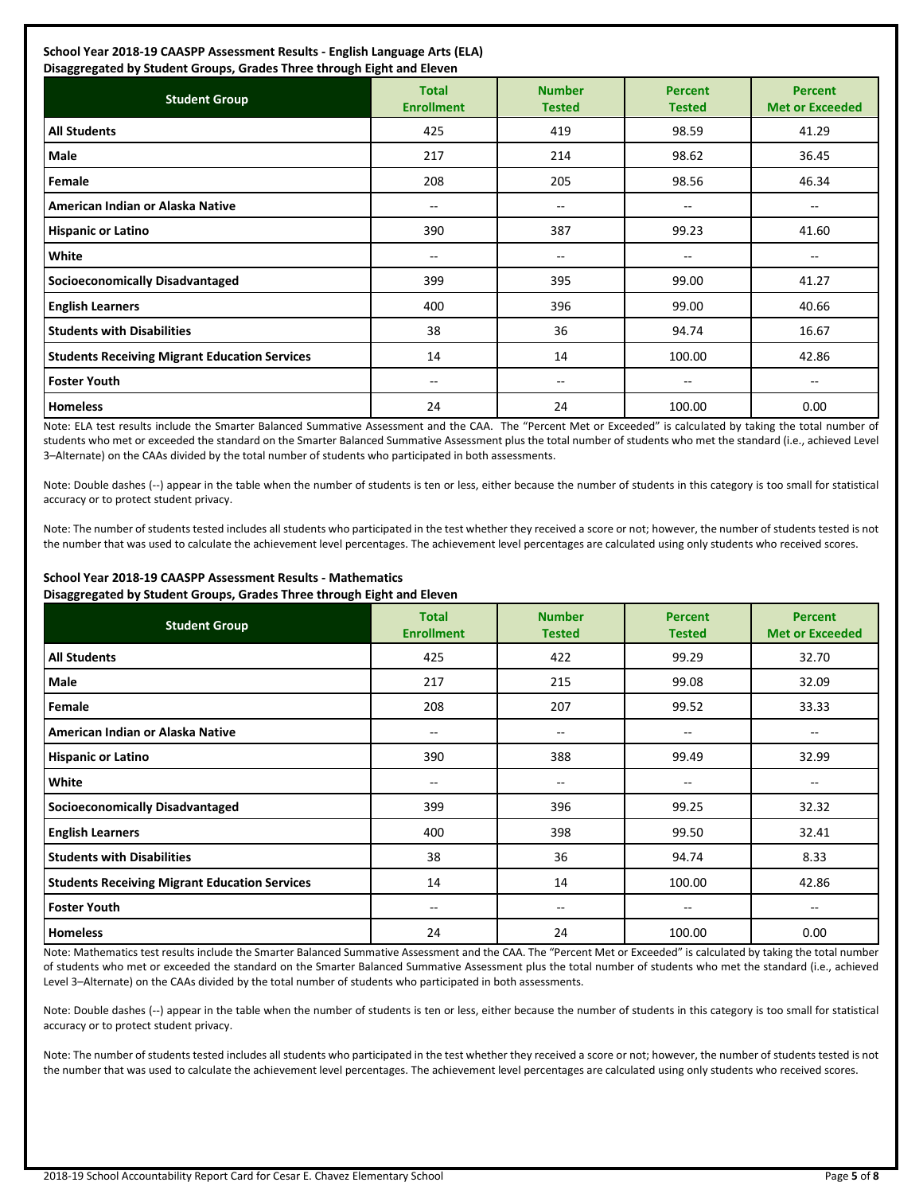**School Year 2018-19 CAASPP Assessment Results - English Language Arts (ELA)**
**Disaggregated by Student Groups, Grades Three through Eight and Eleven**

| Student Group | Total Enrollment | Number Tested | Percent Tested | Percent Met or Exceeded |
|---|---|---|---|---|
| **All Students** | 425 | 419 | 98.59 | 41.29 |
| **Male** | 217 | 214 | 98.62 | 36.45 |
| **Female** | 208 | 205 | 98.56 | 46.34 |
| **American Indian or Alaska Native** | -- | -- | -- | -- |
| **Hispanic or Latino** | 390 | 387 | 99.23 | 41.60 |
| **White** | -- | -- | -- | -- |
| **Socioeconomically Disadvantaged** | 399 | 395 | 99.00 | 41.27 |
| **English Learners** | 400 | 396 | 99.00 | 40.66 |
| **Students with Disabilities** | 38 | 36 | 94.74 | 16.67 |
| **Students Receiving Migrant Education Services** | 14 | 14 | 100.00 | 42.86 |
| **Foster Youth** | -- | -- | -- | -- |
| **Homeless** | 24 | 24 | 100.00 | 0.00 |

Note: ELA test results include the Smarter Balanced Summative Assessment and the CAA. The "Percent Met or Exceeded" is calculated by taking the total number of students who met or exceeded the standard on the Smarter Balanced Summative Assessment plus the total number of students who met the standard (i.e., achieved Level 3–Alternate) on the CAAs divided by the total number of students who participated in both assessments.

Note: Double dashes (--) appear in the table when the number of students is ten or less, either because the number of students in this category is too small for statistical accuracy or to protect student privacy.

Note: The number of students tested includes all students who participated in the test whether they received a score or not; however, the number of students tested is not the number that was used to calculate the achievement level percentages. The achievement level percentages are calculated using only students who received scores.

**School Year 2018-19 CAASPP Assessment Results - Mathematics**
**Disaggregated by Student Groups, Grades Three through Eight and Eleven**

| Student Group | Total Enrollment | Number Tested | Percent Tested | Percent Met or Exceeded |
|---|---|---|---|---|
| **All Students** | 425 | 422 | 99.29 | 32.70 |
| **Male** | 217 | 215 | 99.08 | 32.09 |
| **Female** | 208 | 207 | 99.52 | 33.33 |
| **American Indian or Alaska Native** | -- | -- | -- | -- |
| **Hispanic or Latino** | 390 | 388 | 99.49 | 32.99 |
| **White** | -- | -- | -- | -- |
| **Socioeconomically Disadvantaged** | 399 | 396 | 99.25 | 32.32 |
| **English Learners** | 400 | 398 | 99.50 | 32.41 |
| **Students with Disabilities** | 38 | 36 | 94.74 | 8.33 |
| **Students Receiving Migrant Education Services** | 14 | 14 | 100.00 | 42.86 |
| **Foster Youth** | -- | -- | -- | -- |
| **Homeless** | 24 | 24 | 100.00 | 0.00 |

Note: Mathematics test results include the Smarter Balanced Summative Assessment and the CAA. The "Percent Met or Exceeded" is calculated by taking the total number of students who met or exceeded the standard on the Smarter Balanced Summative Assessment plus the total number of students who met the standard (i.e., achieved Level 3–Alternate) on the CAAs divided by the total number of students who participated in both assessments.

Note: Double dashes (--) appear in the table when the number of students is ten or less, either because the number of students in this category is too small for statistical accuracy or to protect student privacy.

Note: The number of students tested includes all students who participated in the test whether they received a score or not; however, the number of students tested is not the number that was used to calculate the achievement level percentages. The achievement level percentages are calculated using only students who received scores.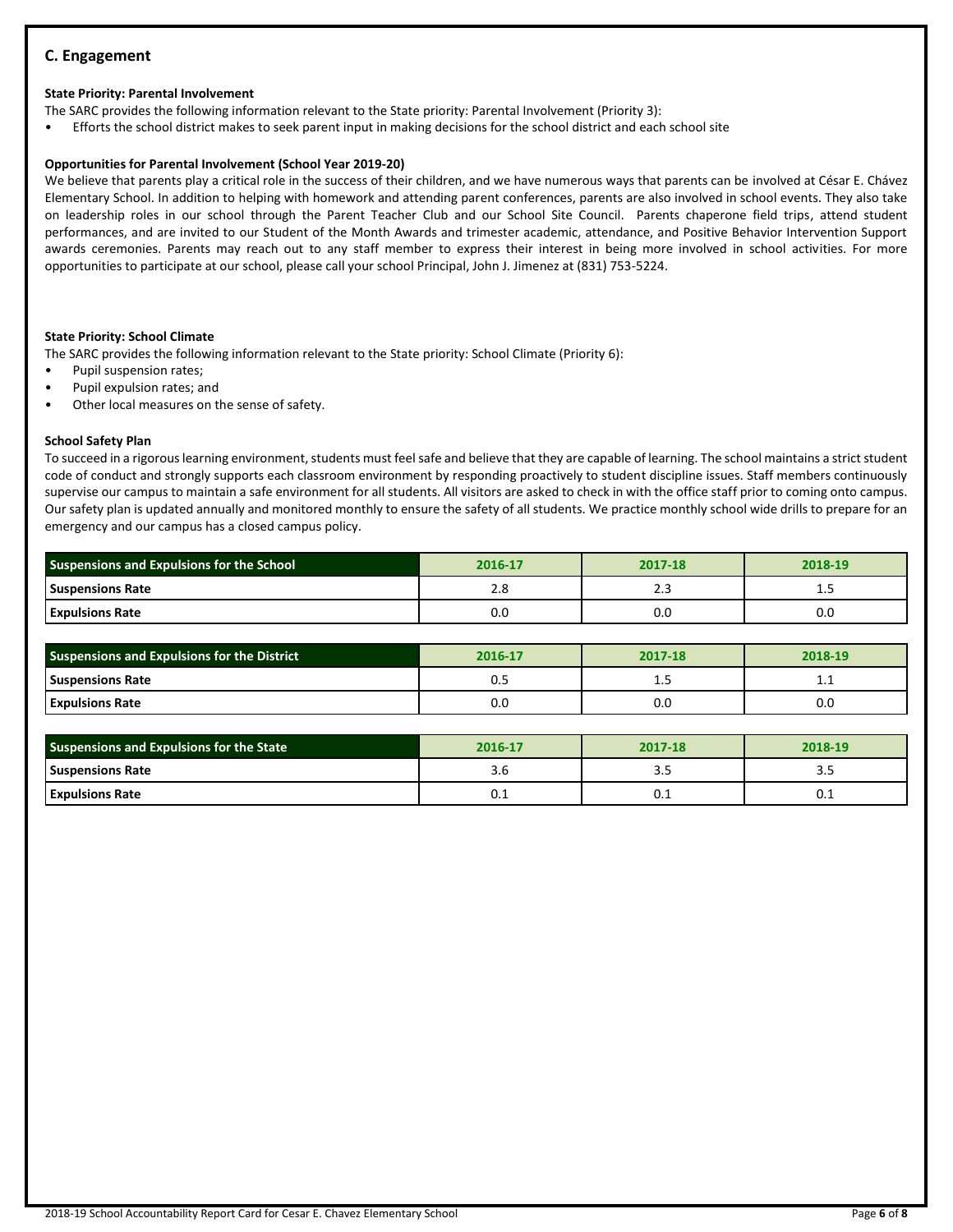## C. Engagement

### State Priority: Parental Involvement

The SARC provides the following information relevant to the State priority: Parental Involvement (Priority 3):

- Efforts the school district makes to seek parent input in making decisions for the school district and each school site

### Opportunities for Parental Involvement (School Year 2019-20)

We believe that parents play a critical role in the success of their children, and we have numerous ways that parents can be involved at César E. Chávez Elementary School. In addition to helping with homework and attending parent conferences, parents are also involved in school events. They also take on leadership roles in our school through the Parent Teacher Club and our School Site Council. Parents chaperone field trips, attend student performances, and are invited to our Student of the Month Awards and trimester academic, attendance, and Positive Behavior Intervention Support awards ceremonies. Parents may reach out to any staff member to express their interest in being more involved in school activities. For more opportunities to participate at our school, please call your school Principal, John J. Jimenez at (831) 753-5224.

### State Priority: School Climate

The SARC provides the following information relevant to the State priority: School Climate (Priority 6):

- Pupil suspension rates;
- Pupil expulsion rates; and
- Other local measures on the sense of safety.

### School Safety Plan

To succeed in a rigorous learning environment, students must feel safe and believe that they are capable of learning. The school maintains a strict student code of conduct and strongly supports each classroom environment by responding proactively to student discipline issues. Staff members continuously supervise our campus to maintain a safe environment for all students. All visitors are asked to check in with the office staff prior to coming onto campus. Our safety plan is updated annually and monitored monthly to ensure the safety of all students. We practice monthly school wide drills to prepare for an emergency and our campus has a closed campus policy.

| Suspensions and Expulsions for the School | 2016-17 | 2017-18 | 2018-19 |
|---|---|---|---|
| Suspensions Rate | 2.8 | 2.3 | 1.5 |
| Expulsions Rate | 0.0 | 0.0 | 0.0 |

| Suspensions and Expulsions for the District | 2016-17 | 2017-18 | 2018-19 |
|---|---|---|---|
| Suspensions Rate | 0.5 | 1.5 | 1.1 |
| Expulsions Rate | 0.0 | 0.0 | 0.0 |

| Suspensions and Expulsions for the State | 2016-17 | 2017-18 | 2018-19 |
|---|---|---|---|
| Suspensions Rate | 3.6 | 3.5 | 3.5 |
| Expulsions Rate | 0.1 | 0.1 | 0.1 |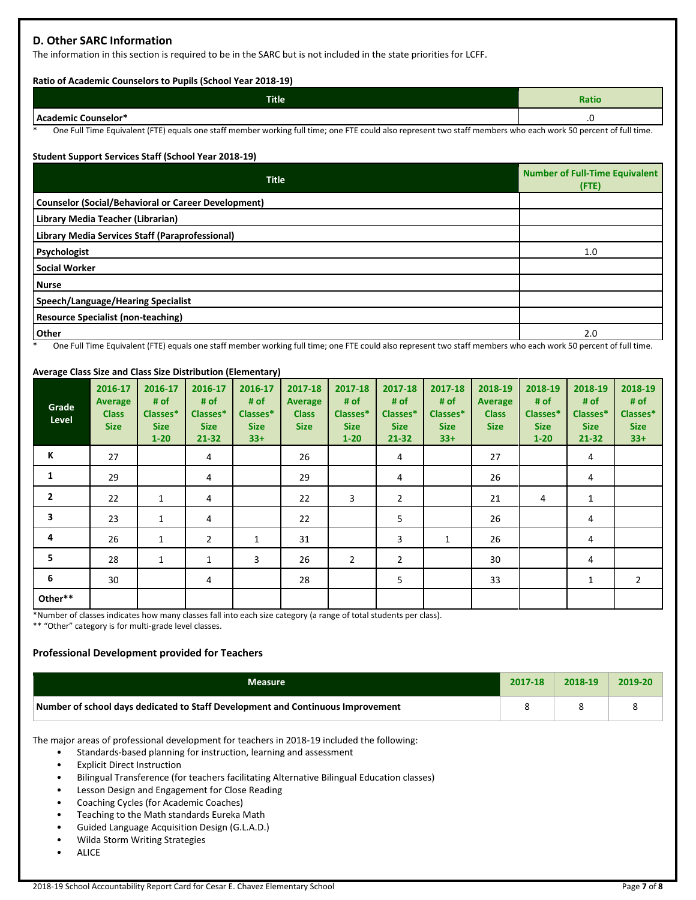## D. Other SARC Information

The information in this section is required to be in the SARC but is not included in the state priorities for LCFF.

**Ratio of Academic Counselors to Pupils (School Year 2018-19)**

| Title | Ratio |
|---|---|
| Academic Counselor* | .0 |

\* One Full Time Equivalent (FTE) equals one staff member working full time; one FTE could also represent two staff members who each work 50 percent of full time.

**Student Support Services Staff (School Year 2018-19)**

| Title | Number of Full-Time Equivalent (FTE) |
|---|---|
| Counselor (Social/Behavioral or Career Development) | |
| Library Media Teacher (Librarian) | |
| Library Media Services Staff (Paraprofessional) | |
| Psychologist | 1.0 |
| Social Worker | |
| Nurse | |
| Speech/Language/Hearing Specialist | |
| Resource Specialist (non-teaching) | |
| Other | 2.0 |

\* One Full Time Equivalent (FTE) equals one staff member working full time; one FTE could also represent two staff members who each work 50 percent of full time.

**Average Class Size and Class Size Distribution (Elementary)**

| Grade Level | 2016-17 Average Class Size | 2016-17 # of Classes* Size 1-20 | 2016-17 # of Classes* Size 21-32 | 2016-17 # of Classes* Size 33+ | 2017-18 Average Class Size | 2017-18 # of Classes* Size 1-20 | 2017-18 # of Classes* Size 21-32 | 2017-18 # of Classes* Size 33+ | 2018-19 Average Class Size | 2018-19 # of Classes* Size 1-20 | 2018-19 # of Classes* Size 21-32 | 2018-19 # of Classes* Size 33+ |
|---|---|---|---|---|---|---|---|---|---|---|---|---|
| K | 27 | | 4 | | 26 | | 4 | | 27 | | 4 | |
| 1 | 29 | | 4 | | 29 | | 4 | | 26 | | 4 | |
| 2 | 22 | 1 | 4 | | 22 | 3 | 2 | | 21 | 4 | 1 | |
| 3 | 23 | 1 | 4 | | 22 | | 5 | | 26 | | 4 | |
| 4 | 26 | 1 | 2 | 1 | 31 | | 3 | 1 | 26 | | 4 | |
| 5 | 28 | 1 | 1 | 3 | 26 | 2 | 2 | | 30 | | 4 | |
| 6 | 30 | | 4 | | 28 | | 5 | | 33 | | 1 | 2 |
| Other** | | | | | | | | | | | | |

\*Number of classes indicates how many classes fall into each size category (a range of total students per class).

\** "Other" category is for multi-grade level classes.

### Professional Development provided for Teachers

| Measure | 2017-18 | 2018-19 | 2019-20 |
|---|---|---|---|
| Number of school days dedicated to Staff Development and Continuous Improvement | 8 | 8 | 8 |

The major areas of professional development for teachers in 2018-19 included the following:

- Standards-based planning for instruction, learning and assessment
- Explicit Direct Instruction
- Bilingual Transference (for teachers facilitating Alternative Bilingual Education classes)
- Lesson Design and Engagement for Close Reading
- Coaching Cycles (for Academic Coaches)
- Teaching to the Math standards Eureka Math
- Guided Language Acquisition Design (G.L.A.D.)
- Wilda Storm Writing Strategies
- ALICE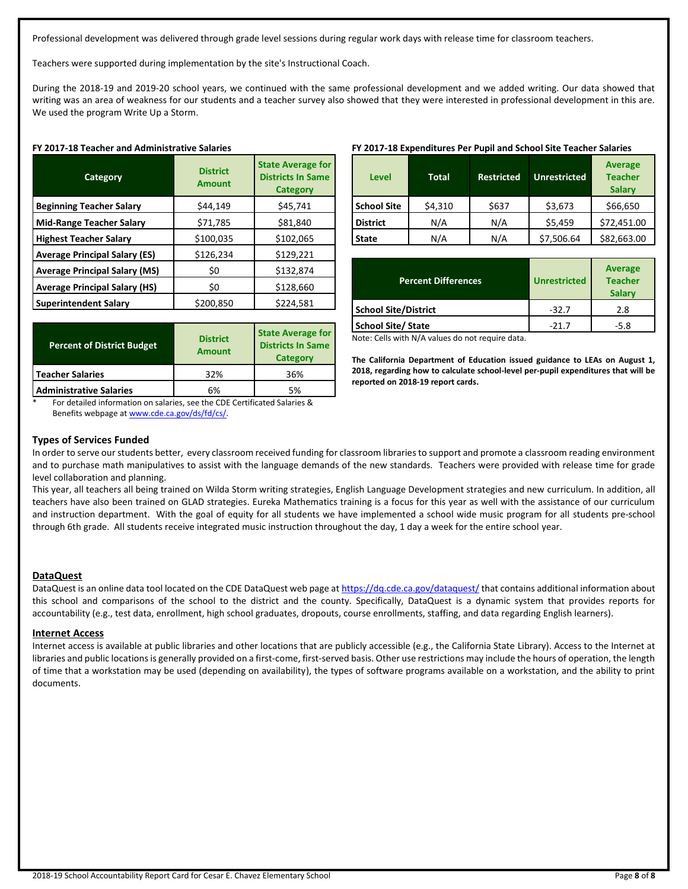Professional development was delivered through grade level sessions during regular work days with release time for classroom teachers.

Teachers were supported during implementation by the site's Instructional Coach.

During the 2018-19 and 2019-20 school years, we continued with the same professional development and we added writing. Our data showed that writing was an area of weakness for our students and a teacher survey also showed that they were interested in professional development in this are. We used the program Write Up a Storm.

**FY 2017-18 Teacher and Administrative Salaries**

| Category | District Amount | State Average for Districts In Same Category |
|---|---|---|
| Beginning Teacher Salary | $44,149 | $45,741 |
| Mid-Range Teacher Salary | $71,785 | $81,840 |
| Highest Teacher Salary | $100,035 | $102,065 |
| Average Principal Salary (ES) | $126,234 | $129,221 |
| Average Principal Salary (MS) | $0 | $132,874 |
| Average Principal Salary (HS) | $0 | $128,660 |
| Superintendent Salary | $200,850 | $224,581 |

| Percent of District Budget | District Amount | State Average for Districts In Same Category |
|---|---|---|
| Teacher Salaries | 32% | 36% |
| Administrative Salaries | 6% | 5% |

\* For detailed information on salaries, see the CDE Certificated Salaries & Benefits webpage at www.cde.ca.gov/ds/fd/cs/.

**FY 2017-18 Expenditures Per Pupil and School Site Teacher Salaries**

| Level | Total | Restricted | Unrestricted | Average Teacher Salary |
|---|---|---|---|---|
| School Site | $4,310 | $637 | $3,673 | $66,650 |
| District | N/A | N/A | $5,459 | $72,451.00 |
| State | N/A | N/A | $7,506.64 | $82,663.00 |

| Percent Differences | Unrestricted | Average Teacher Salary |
|---|---|---|
| School Site/District | -32.7 | 2.8 |
| School Site/ State | -21.7 | -5.8 |

Note: Cells with N/A values do not require data.

**The California Department of Education issued guidance to LEAs on August 1, 2018, regarding how to calculate school-level per-pupil expenditures that will be reported on 2018-19 report cards.**

## Types of Services Funded

In order to serve our students better, every classroom received funding for classroom libraries to support and promote a classroom reading environment and to purchase math manipulatives to assist with the language demands of the new standards. Teachers were provided with release time for grade level collaboration and planning.

This year, all teachers all being trained on Wilda Storm writing strategies, English Language Development strategies and new curriculum. In addition, all teachers have also been trained on GLAD strategies. Eureka Mathematics training is a focus for this year as well with the assistance of our curriculum and instruction department. With the goal of equity for all students we have implemented a school wide music program for all students pre-school through 6th grade. All students receive integrated music instruction throughout the day, 1 day a week for the entire school year.

## DataQuest

DataQuest is an online data tool located on the CDE DataQuest web page at https://dq.cde.ca.gov/dataquest/ that contains additional information about this school and comparisons of the school to the district and the county. Specifically, DataQuest is a dynamic system that provides reports for accountability (e.g., test data, enrollment, high school graduates, dropouts, course enrollments, staffing, and data regarding English learners).

## Internet Access

Internet access is available at public libraries and other locations that are publicly accessible (e.g., the California State Library). Access to the Internet at libraries and public locations is generally provided on a first-come, first-served basis. Other use restrictions may include the hours of operation, the length of time that a workstation may be used (depending on availability), the types of software programs available on a workstation, and the ability to print documents.